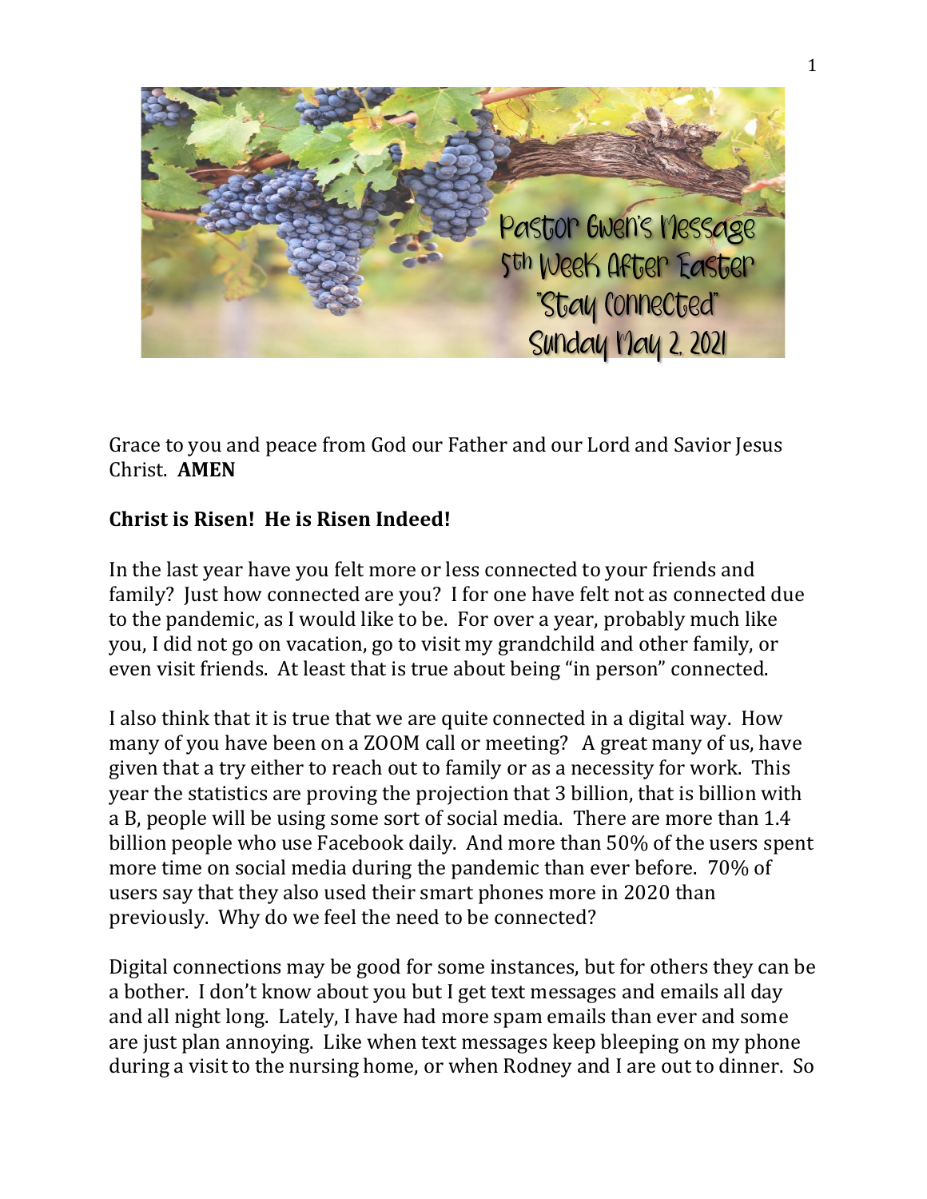Pastor Gwen's Message
5th Week After Easter
"Stay Connected"
Sunday May 2, 2021

Grace to you and peace from God our Father and our Lord and Savior Jesus Christ. **AMEN**

**Christ is Risen! He is Risen Indeed!**

In the last year have you felt more or less connected to your friends and family? Just how connected are you? I for one have felt not as connected due to the pandemic, as I would like to be. For over a year, probably much like you, I did not go on vacation, go to visit my grandchild and other family, or even visit friends. At least that is true about being "in person" connected.

I also think that it is true that we are quite connected in a digital way. How many of you have been on a ZOOM call or meeting? A great many of us, have given that a try either to reach out to family or as a necessity for work. This year the statistics are proving the projection that 3 billion, that is billion with a B, people will be using some sort of social media. There are more than 1.4 billion people who use Facebook daily. And more than 50% of the users spent more time on social media during the pandemic than ever before. 70% of users say that they also used their smart phones more in 2020 than previously. Why do we feel the need to be connected?

Digital connections may be good for some instances, but for others they can be a bother. I don't know about you but I get text messages and emails all day and all night long. Lately, I have had more spam emails than ever and some are just plan annoying. Like when text messages keep bleeping on my phone during a visit to the nursing home, or when Rodney and I are out to dinner. So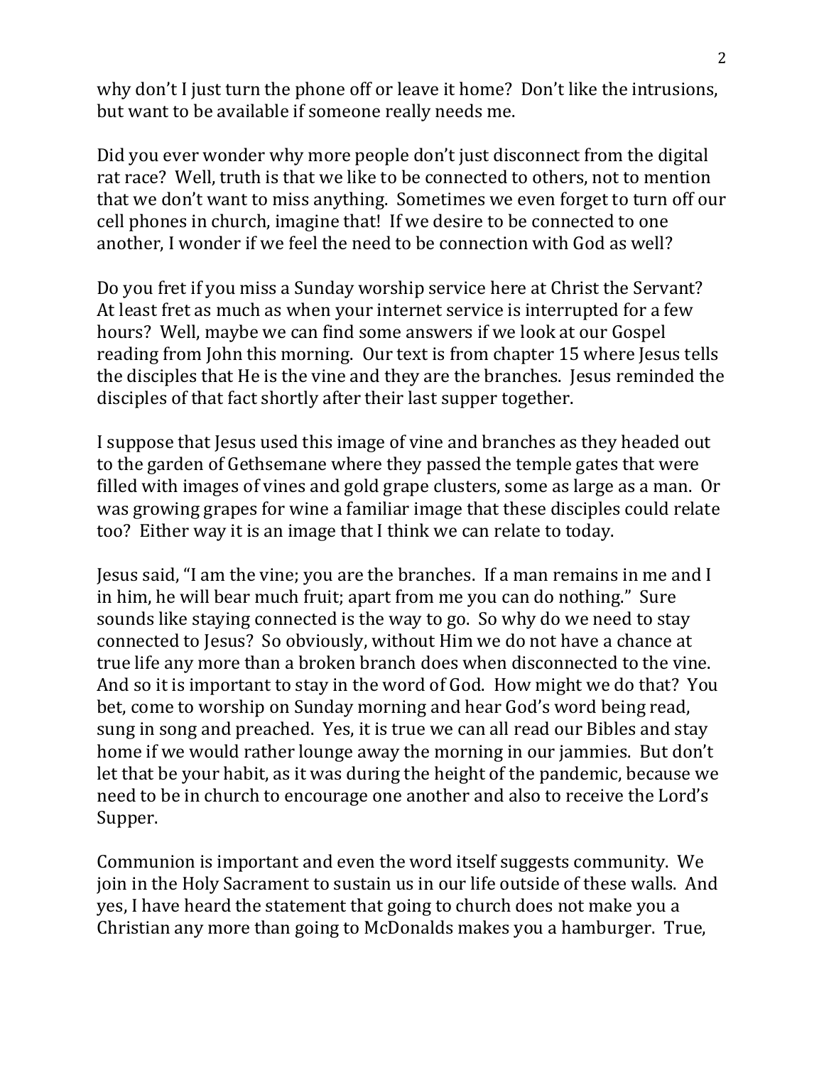why don't I just turn the phone off or leave it home? Don't like the intrusions, but want to be available if someone really needs me.

Did you ever wonder why more people don't just disconnect from the digital rat race? Well, truth is that we like to be connected to others, not to mention that we don't want to miss anything. Sometimes we even forget to turn off our cell phones in church, imagine that! If we desire to be connected to one another, I wonder if we feel the need to be connection with God as well?

Do you fret if you miss a Sunday worship service here at Christ the Servant? At least fret as much as when your internet service is interrupted for a few hours? Well, maybe we can find some answers if we look at our Gospel reading from John this morning. Our text is from chapter 15 where Jesus tells the disciples that He is the vine and they are the branches. Jesus reminded the disciples of that fact shortly after their last supper together.

I suppose that Jesus used this image of vine and branches as they headed out to the garden of Gethsemane where they passed the temple gates that were filled with images of vines and gold grape clusters, some as large as a man. Or was growing grapes for wine a familiar image that these disciples could relate too? Either way it is an image that I think we can relate to today.

Jesus said, "I am the vine; you are the branches. If a man remains in me and I in him, he will bear much fruit; apart from me you can do nothing." Sure sounds like staying connected is the way to go. So why do we need to stay connected to Jesus? So obviously, without Him we do not have a chance at true life any more than a broken branch does when disconnected to the vine. And so it is important to stay in the word of God. How might we do that? You bet, come to worship on Sunday morning and hear God's word being read, sung in song and preached. Yes, it is true we can all read our Bibles and stay home if we would rather lounge away the morning in our jammies. But don't let that be your habit, as it was during the height of the pandemic, because we need to be in church to encourage one another and also to receive the Lord's Supper.

Communion is important and even the word itself suggests community. We join in the Holy Sacrament to sustain us in our life outside of these walls. And yes, I have heard the statement that going to church does not make you a Christian any more than going to McDonalds makes you a hamburger. True,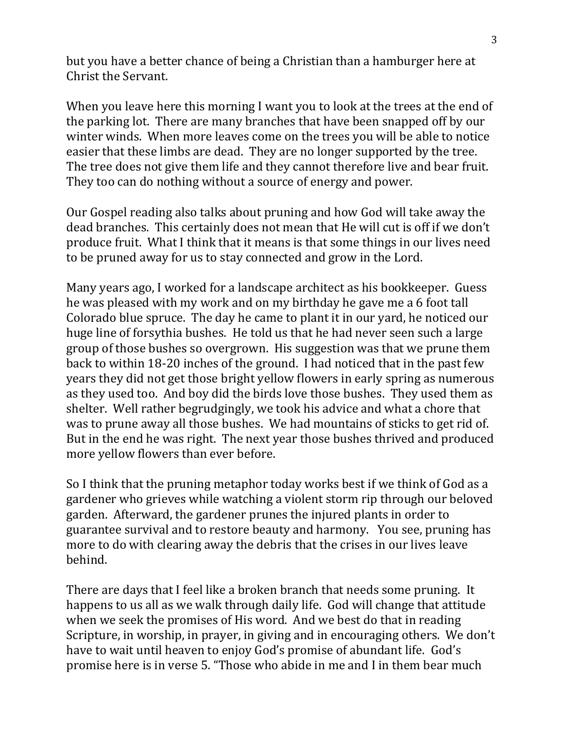but you have a better chance of being a Christian than a hamburger here at Christ the Servant.

When you leave here this morning I want you to look at the trees at the end of the parking lot. There are many branches that have been snapped off by our winter winds. When more leaves come on the trees you will be able to notice easier that these limbs are dead. They are no longer supported by the tree. The tree does not give them life and they cannot therefore live and bear fruit. They too can do nothing without a source of energy and power.

Our Gospel reading also talks about pruning and how God will take away the dead branches. This certainly does not mean that He will cut is off if we don't produce fruit. What I think that it means is that some things in our lives need to be pruned away for us to stay connected and grow in the Lord.

Many years ago, I worked for a landscape architect as his bookkeeper. Guess he was pleased with my work and on my birthday he gave me a 6 foot tall Colorado blue spruce. The day he came to plant it in our yard, he noticed our huge line of forsythia bushes. He told us that he had never seen such a large group of those bushes so overgrown. His suggestion was that we prune them back to within 18-20 inches of the ground. I had noticed that in the past few years they did not get those bright yellow flowers in early spring as numerous as they used too. And boy did the birds love those bushes. They used them as shelter. Well rather begrudgingly, we took his advice and what a chore that was to prune away all those bushes. We had mountains of sticks to get rid of. But in the end he was right. The next year those bushes thrived and produced more yellow flowers than ever before.

So I think that the pruning metaphor today works best if we think of God as a gardener who grieves while watching a violent storm rip through our beloved garden. Afterward, the gardener prunes the injured plants in order to guarantee survival and to restore beauty and harmony. You see, pruning has more to do with clearing away the debris that the crises in our lives leave behind.

There are days that I feel like a broken branch that needs some pruning. It happens to us all as we walk through daily life. God will change that attitude when we seek the promises of His word. And we best do that in reading Scripture, in worship, in prayer, in giving and in encouraging others. We don't have to wait until heaven to enjoy God's promise of abundant life. God's promise here is in verse 5. "Those who abide in me and I in them bear much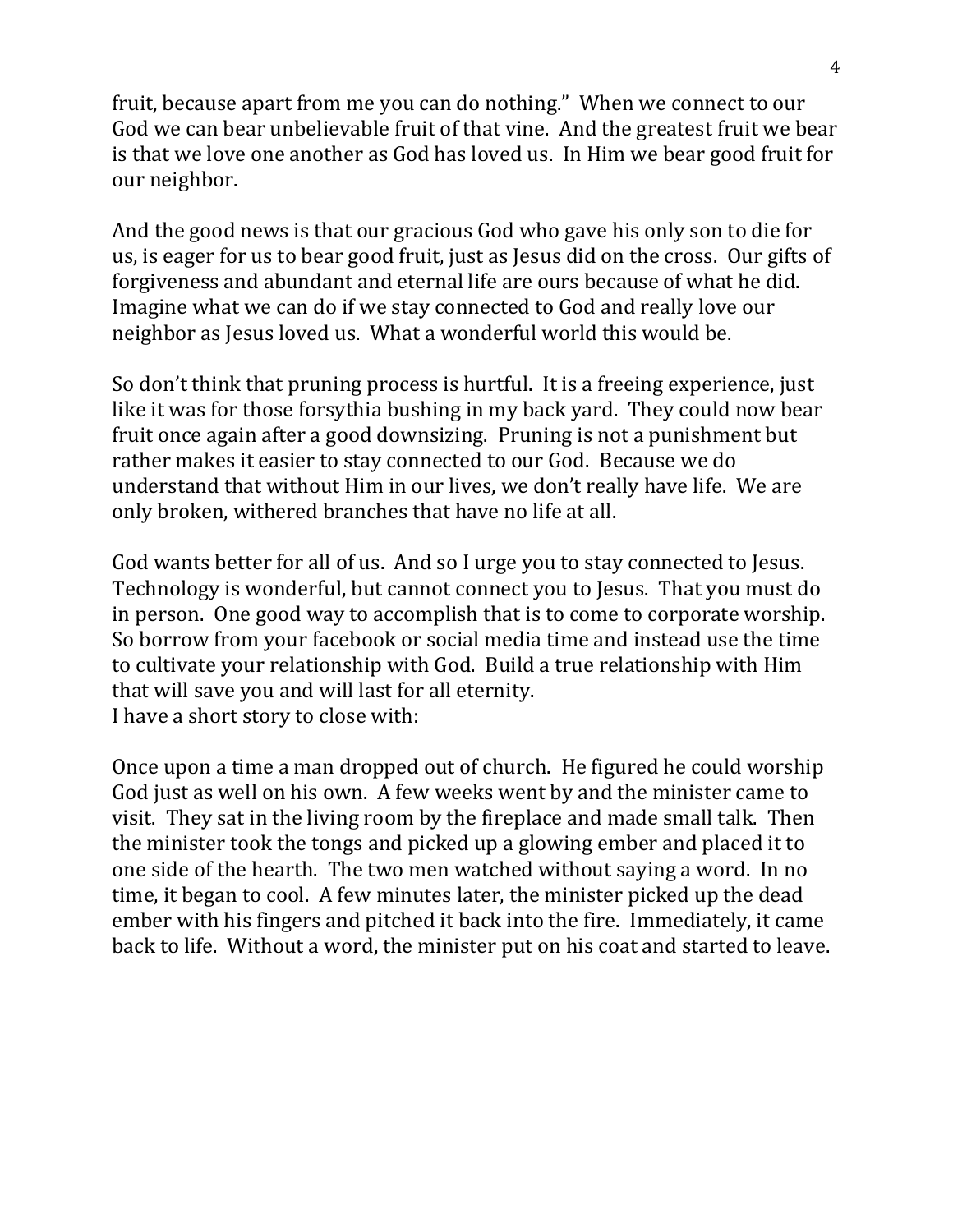fruit, because apart from me you can do nothing." When we connect to our God we can bear unbelievable fruit of that vine. And the greatest fruit we bear is that we love one another as God has loved us. In Him we bear good fruit for our neighbor.

And the good news is that our gracious God who gave his only son to die for us, is eager for us to bear good fruit, just as Jesus did on the cross. Our gifts of forgiveness and abundant and eternal life are ours because of what he did. Imagine what we can do if we stay connected to God and really love our neighbor as Jesus loved us. What a wonderful world this would be.

So don't think that pruning process is hurtful. It is a freeing experience, just like it was for those forsythia bushing in my back yard. They could now bear fruit once again after a good downsizing. Pruning is not a punishment but rather makes it easier to stay connected to our God. Because we do understand that without Him in our lives, we don't really have life. We are only broken, withered branches that have no life at all.

God wants better for all of us. And so I urge you to stay connected to Jesus. Technology is wonderful, but cannot connect you to Jesus. That you must do in person. One good way to accomplish that is to come to corporate worship. So borrow from your facebook or social media time and instead use the time to cultivate your relationship with God. Build a true relationship with Him that will save you and will last for all eternity.
I have a short story to close with:

Once upon a time a man dropped out of church. He figured he could worship God just as well on his own. A few weeks went by and the minister came to visit. They sat in the living room by the fireplace and made small talk. Then the minister took the tongs and picked up a glowing ember and placed it to one side of the hearth. The two men watched without saying a word. In no time, it began to cool. A few minutes later, the minister picked up the dead ember with his fingers and pitched it back into the fire. Immediately, it came back to life. Without a word, the minister put on his coat and started to leave.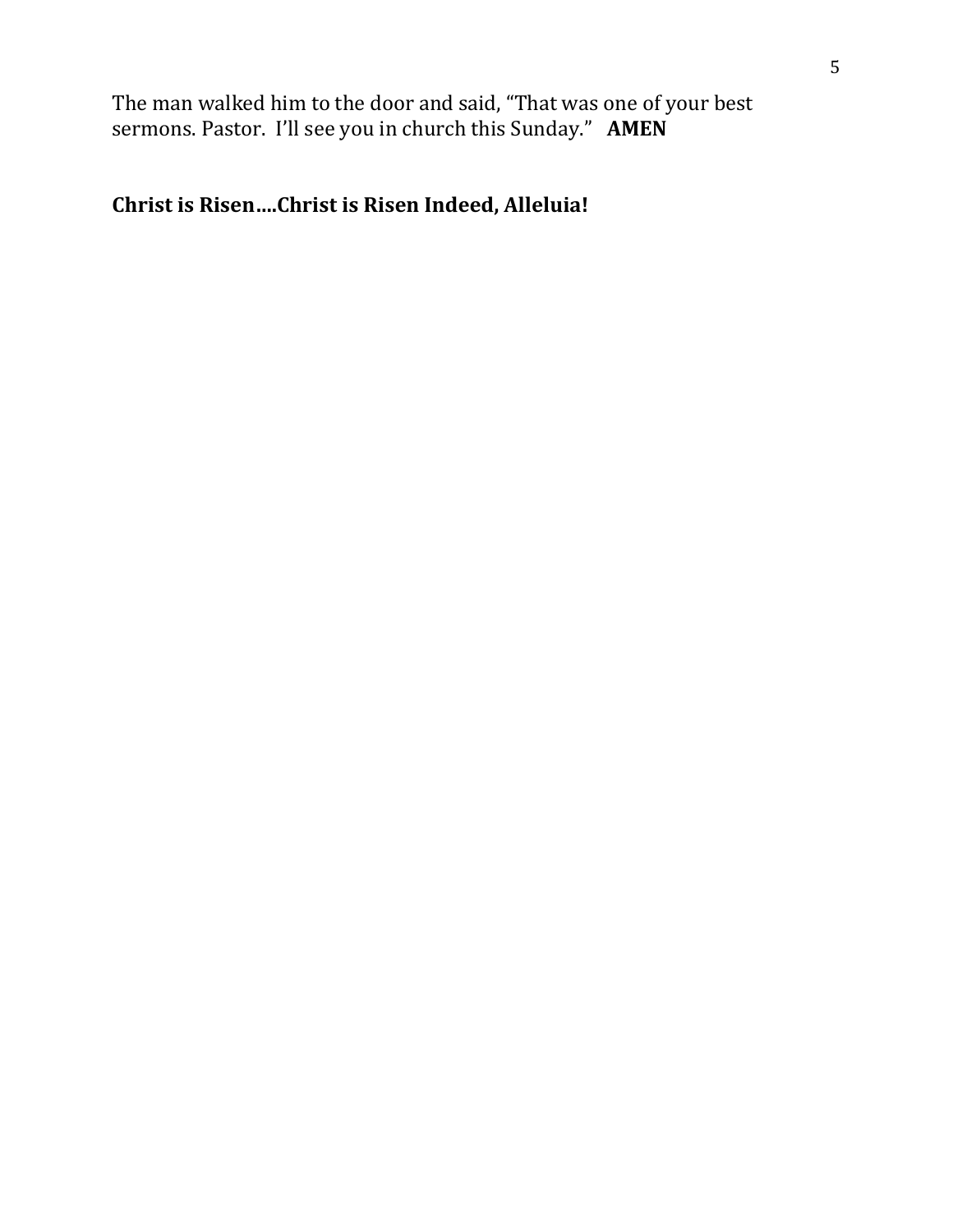The man walked him to the door and said, “That was one of your best sermons. Pastor.  I’ll see you in church this Sunday.”   **AMEN**

**Christ is Risen….Christ is Risen Indeed, Alleluia!**